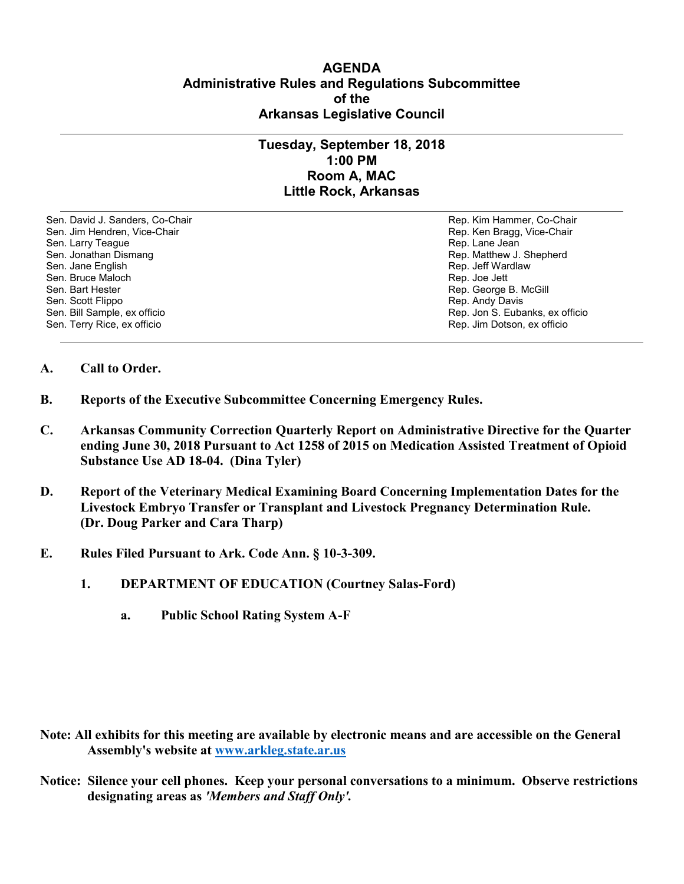# AGENDA
## Administrative Rules and Regulations Subcommittee of the Arkansas Legislative Council

---

### Tuesday, September 18, 2018
### 1:00 PM
### Room A, MAC
### Little Rock, Arkansas

---

| | |
|---|---|
| Sen. David J. Sanders, Co-Chair | Rep. Kim Hammer, Co-Chair |
| Sen. Jim Hendren, Vice-Chair | Rep. Ken Bragg, Vice-Chair |
| Sen. Larry Teague | Rep. Lane Jean |
| Sen. Jonathan Dismang | Rep. Matthew J. Shepherd |
| Sen. Jane English | Rep. Jeff Wardlaw |
| Sen. Bruce Maloch | Rep. Joe Jett |
| Sen. Bart Hester | Rep. George B. McGill |
| Sen. Scott Flippo | Rep. Andy Davis |
| Sen. Bill Sample, ex officio | Rep. Jon S. Eubanks, ex officio |
| Sen. Terry Rice, ex officio | Rep. Jim Dotson, ex officio |

---

**A. Call to Order.**

**B. Reports of the Executive Subcommittee Concerning Emergency Rules.**

**C. Arkansas Community Correction Quarterly Report on Administrative Directive for the Quarter ending June 30, 2018 Pursuant to Act 1258 of 2015 on Medication Assisted Treatment of Opioid Substance Use AD 18-04. (Dina Tyler)**

**D. Report of the Veterinary Medical Examining Board Concerning Implementation Dates for the Livestock Embryo Transfer or Transplant and Livestock Pregnancy Determination Rule. (Dr. Doug Parker and Cara Tharp)**

**E. Rules Filed Pursuant to Ark. Code Ann. § 10-3-309.**

**1. DEPARTMENT OF EDUCATION (Courtney Salas-Ford)**

**a. Public School Rating System A-F**

**Note: All exhibits for this meeting are available by electronic means and are accessible on the General Assembly's website at [www.arkleg.state.ar.us](http://www.arkleg.state.ar.us)**

**Notice: Silence your cell phones. Keep your personal conversations to a minimum. Observe restrictions designating areas as *'Members and Staff Only'*.**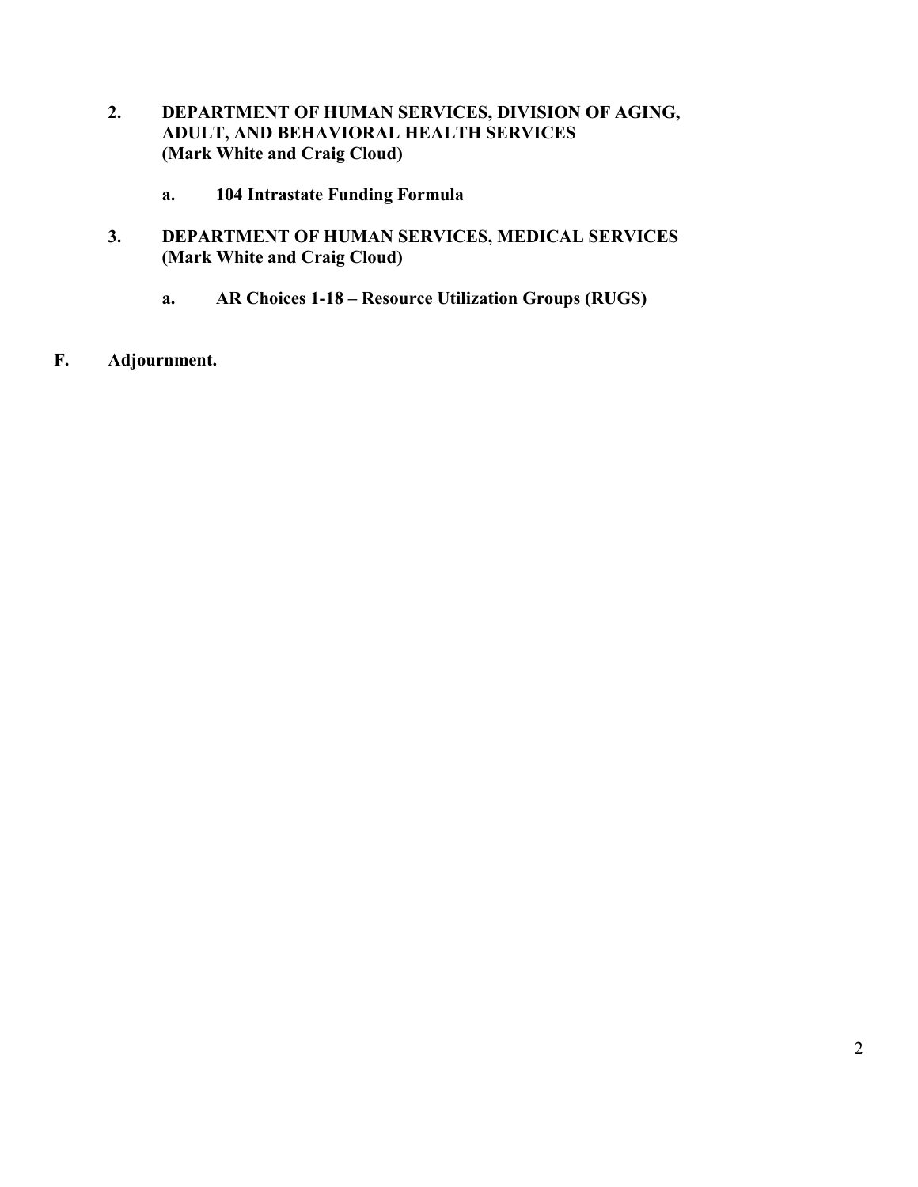2. **DEPARTMENT OF HUMAN SERVICES, DIVISION OF AGING, ADULT, AND BEHAVIORAL HEALTH SERVICES (Mark White and Craig Cloud)**

    a. **104 Intrastate Funding Formula**

3. **DEPARTMENT OF HUMAN SERVICES, MEDICAL SERVICES (Mark White and Craig Cloud)**

    a. **AR Choices 1-18 – Resource Utilization Groups (RUGS)**

**F. Adjournment.**